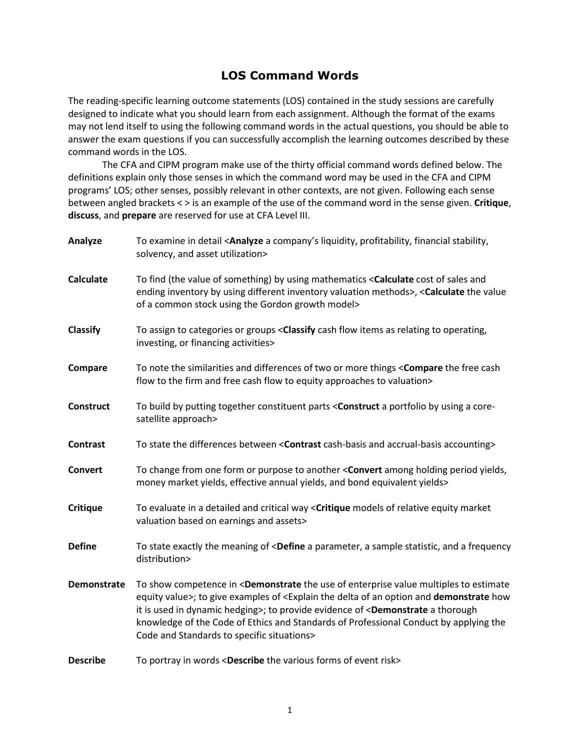# LOS Command Words

The reading-specific learning outcome statements (LOS) contained in the study sessions are carefully designed to indicate what you should learn from each assignment. Although the format of the exams may not lend itself to using the following command words in the actual questions, you should be able to answer the exam questions if you can successfully accomplish the learning outcomes described by these command words in the LOS.

The CFA and CIPM program make use of the thirty official command words defined below. The definitions explain only those senses in which the command word may be used in the CFA and CIPM programs' LOS; other senses, possibly relevant in other contexts, are not given. Following each sense between angled brackets < > is an example of the use of the command word in the sense given. **Critique**, **discuss**, and **prepare** are reserved for use at CFA Level III.

**Analyze** — To examine in detail <**Analyze** a company's liquidity, profitability, financial stability, solvency, and asset utilization>

**Calculate** — To find (the value of something) by using mathematics <**Calculate** cost of sales and ending inventory by using different inventory valuation methods>, <**Calculate** the value of a common stock using the Gordon growth model>

**Classify** — To assign to categories or groups <**Classify** cash flow items as relating to operating, investing, or financing activities>

**Compare** — To note the similarities and differences of two or more things <**Compare** the free cash flow to the firm and free cash flow to equity approaches to valuation>

**Construct** — To build by putting together constituent parts <**Construct** a portfolio by using a core-satellite approach>

**Contrast** — To state the differences between <**Contrast** cash-basis and accrual-basis accounting>

**Convert** — To change from one form or purpose to another <**Convert** among holding period yields, money market yields, effective annual yields, and bond equivalent yields>

**Critique** — To evaluate in a detailed and critical way <**Critique** models of relative equity market valuation based on earnings and assets>

**Define** — To state exactly the meaning of <**Define** a parameter, a sample statistic, and a frequency distribution>

**Demonstrate** — To show competence in <**Demonstrate** the use of enterprise value multiples to estimate equity value>; to give examples of <Explain the delta of an option and **demonstrate** how it is used in dynamic hedging>; to provide evidence of <**Demonstrate** a thorough knowledge of the Code of Ethics and Standards of Professional Conduct by applying the Code and Standards to specific situations>

**Describe** — To portray in words <**Describe** the various forms of event risk>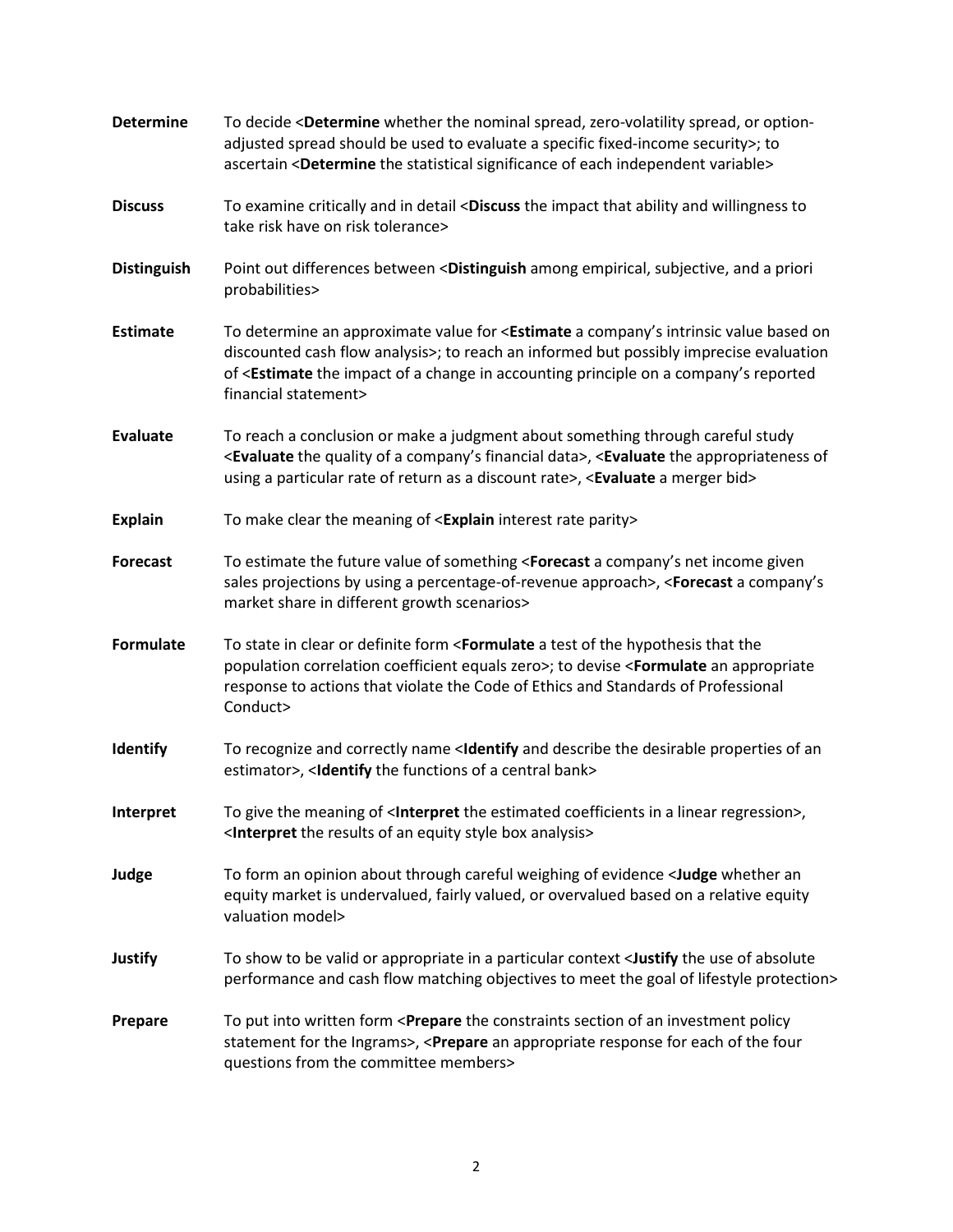| | |
|---|---|
| **Determine** | To decide <**Determine** whether the nominal spread, zero-volatility spread, or option-adjusted spread should be used to evaluate a specific fixed-income security>; to ascertain <**Determine** the statistical significance of each independent variable> |
| **Discuss** | To examine critically and in detail <**Discuss** the impact that ability and willingness to take risk have on risk tolerance> |
| **Distinguish** | Point out differences between <**Distinguish** among empirical, subjective, and a priori probabilities> |
| **Estimate** | To determine an approximate value for <**Estimate** a company's intrinsic value based on discounted cash flow analysis>; to reach an informed but possibly imprecise evaluation of <**Estimate** the impact of a change in accounting principle on a company's reported financial statement> |
| **Evaluate** | To reach a conclusion or make a judgment about something through careful study <**Evaluate** the quality of a company's financial data>, <**Evaluate** the appropriateness of using a particular rate of return as a discount rate>, <**Evaluate** a merger bid> |
| **Explain** | To make clear the meaning of <**Explain** interest rate parity> |
| **Forecast** | To estimate the future value of something <**Forecast** a company's net income given sales projections by using a percentage-of-revenue approach>, <**Forecast** a company's market share in different growth scenarios> |
| **Formulate** | To state in clear or definite form <**Formulate** a test of the hypothesis that the population correlation coefficient equals zero>; to devise <**Formulate** an appropriate response to actions that violate the Code of Ethics and Standards of Professional Conduct> |
| **Identify** | To recognize and correctly name <**Identify** and describe the desirable properties of an estimator>, <**Identify** the functions of a central bank> |
| **Interpret** | To give the meaning of <**Interpret** the estimated coefficients in a linear regression>, <**Interpret** the results of an equity style box analysis> |
| **Judge** | To form an opinion about through careful weighing of evidence <**Judge** whether an equity market is undervalued, fairly valued, or overvalued based on a relative equity valuation model> |
| **Justify** | To show to be valid or appropriate in a particular context <**Justify** the use of absolute performance and cash flow matching objectives to meet the goal of lifestyle protection> |
| **Prepare** | To put into written form <**Prepare** the constraints section of an investment policy statement for the Ingrams>, <**Prepare** an appropriate response for each of the four questions from the committee members> |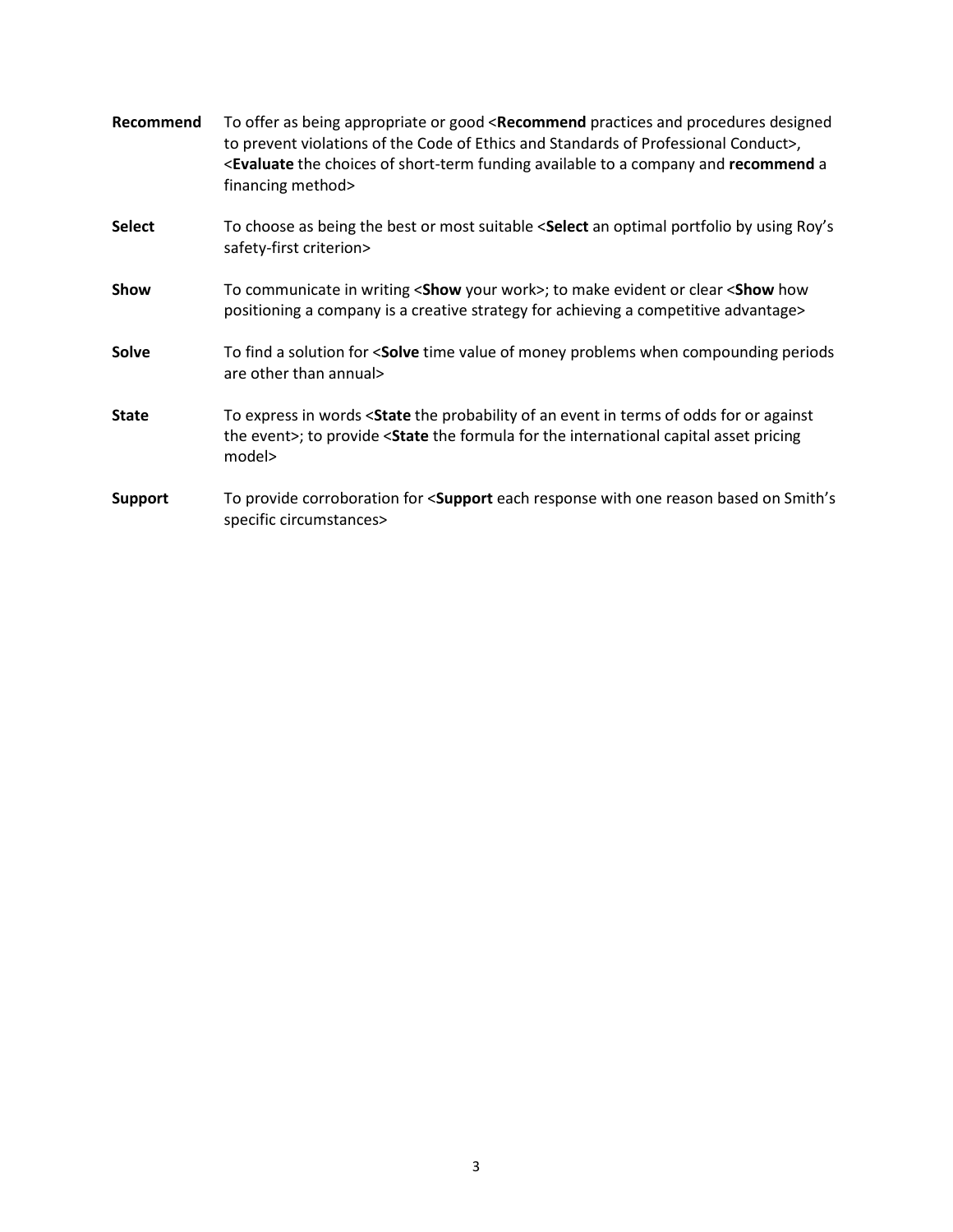| | |
|---|---|
| **Recommend** | To offer as being appropriate or good <**Recommend** practices and procedures designed to prevent violations of the Code of Ethics and Standards of Professional Conduct>, <**Evaluate** the choices of short-term funding available to a company and **recommend** a financing method> |
| **Select** | To choose as being the best or most suitable <**Select** an optimal portfolio by using Roy's safety-first criterion> |
| **Show** | To communicate in writing <**Show** your work>; to make evident or clear <**Show** how positioning a company is a creative strategy for achieving a competitive advantage> |
| **Solve** | To find a solution for <**Solve** time value of money problems when compounding periods are other than annual> |
| **State** | To express in words <**State** the probability of an event in terms of odds for or against the event>; to provide <**State** the formula for the international capital asset pricing model> |
| **Support** | To provide corroboration for <**Support** each response with one reason based on Smith's specific circumstances> |